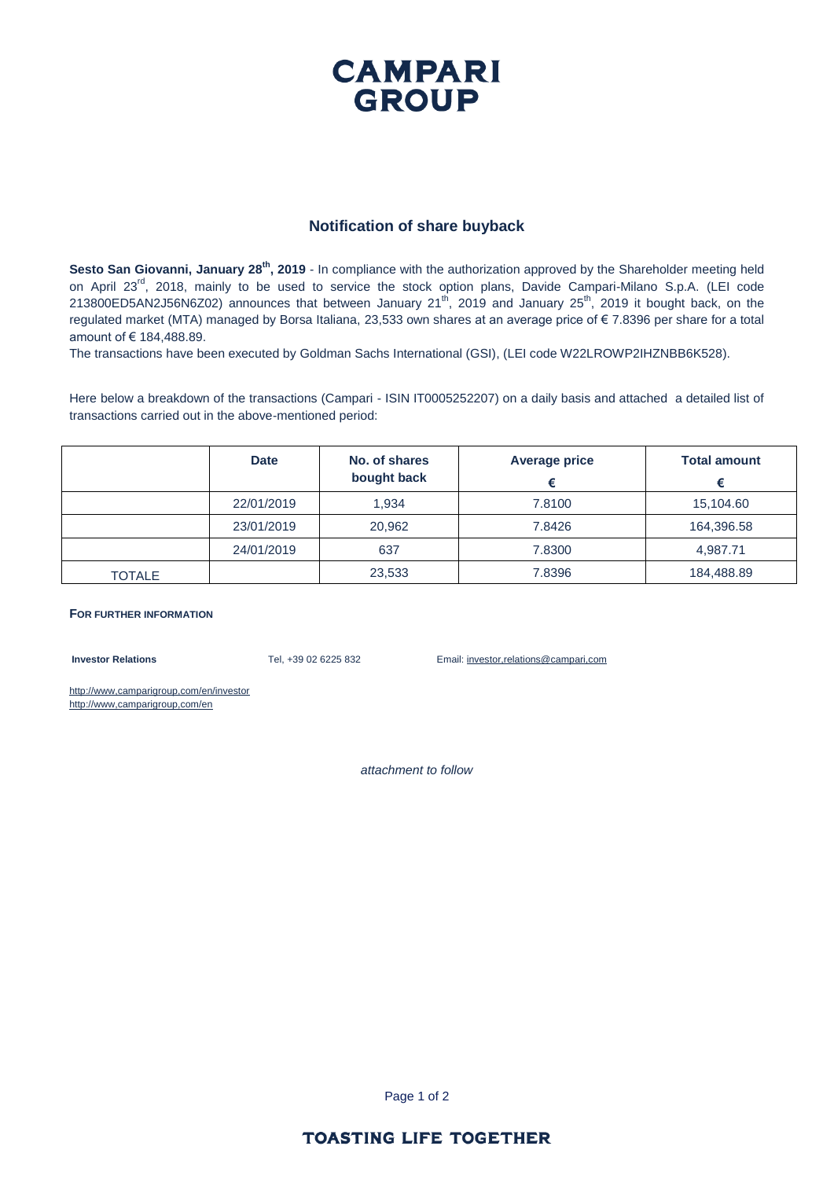# CAMPARI GROUP

## Notification of share buyback

**Sesto San Giovanni, January 28th, 2019** - In compliance with the authorization approved by the Shareholder meeting held on April 23rd, 2018, mainly to be used to service the stock option plans, Davide Campari-Milano S.p.A. (LEI code 213800ED5AN2J56N6Z02) announces that between January 21th, 2019 and January 25th, 2019 it bought back, on the regulated market (MTA) managed by Borsa Italiana, 23,533 own shares at an average price of € 7.8396 per share for a total amount of € 184,488.89.

The transactions have been executed by Goldman Sachs International (GSI), (LEI code W22LROWP2IHZNBB6K528).

Here below a breakdown of the transactions (Campari - ISIN IT0005252207) on a daily basis and attached a detailed list of transactions carried out in the above-mentioned period:

| | Date | No. of shares bought back | Average price € | Total amount € |
|---|---|---|---|---|
| | 22/01/2019 | 1,934 | 7.8100 | 15,104.60 |
| | 23/01/2019 | 20,962 | 7.8426 | 164,396.58 |
| | 24/01/2019 | 637 | 7.8300 | 4,987.71 |
| TOTALE | | 23,533 | 7.8396 | 184,488.89 |

**FOR FURTHER INFORMATION**

**Investor Relations** Tel, +39 02 6225 832 Email: investor,relations@campari,com

http://www,camparigroup,com/en/investor
http://www,camparigroup,com/en

*attachment to follow*

**TOASTING LIFE TOGETHER**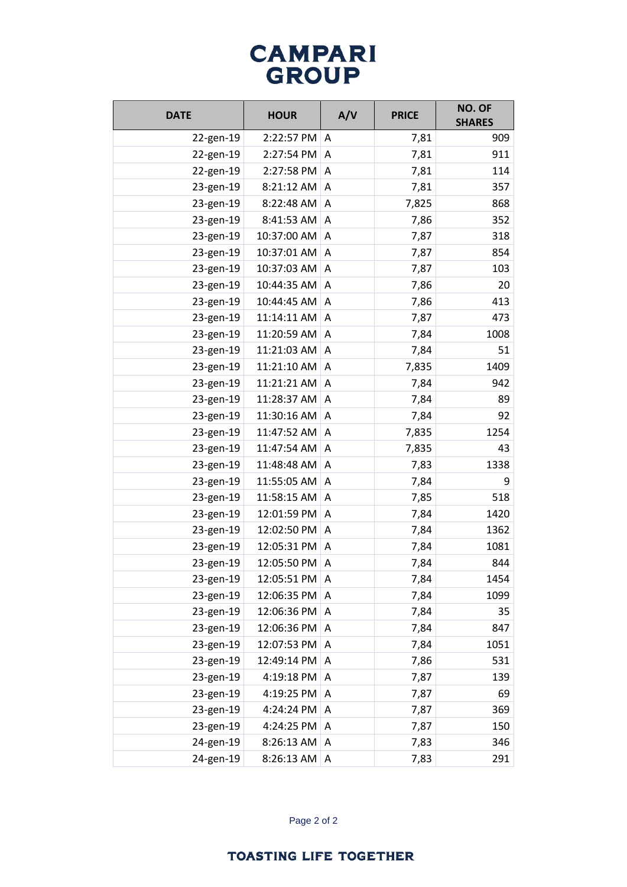# CAMPARI GROUP

| DATE | HOUR | A/V | PRICE | NO. OF SHARES |
|---|---|---|---|---|
| 22-gen-19 | 2:22:57 PM | A | 7,81 | 909 |
| 22-gen-19 | 2:27:54 PM | A | 7,81 | 911 |
| 22-gen-19 | 2:27:58 PM | A | 7,81 | 114 |
| 23-gen-19 | 8:21:12 AM | A | 7,81 | 357 |
| 23-gen-19 | 8:22:48 AM | A | 7,825 | 868 |
| 23-gen-19 | 8:41:53 AM | A | 7,86 | 352 |
| 23-gen-19 | 10:37:00 AM | A | 7,87 | 318 |
| 23-gen-19 | 10:37:01 AM | A | 7,87 | 854 |
| 23-gen-19 | 10:37:03 AM | A | 7,87 | 103 |
| 23-gen-19 | 10:44:35 AM | A | 7,86 | 20 |
| 23-gen-19 | 10:44:45 AM | A | 7,86 | 413 |
| 23-gen-19 | 11:14:11 AM | A | 7,87 | 473 |
| 23-gen-19 | 11:20:59 AM | A | 7,84 | 1008 |
| 23-gen-19 | 11:21:03 AM | A | 7,84 | 51 |
| 23-gen-19 | 11:21:10 AM | A | 7,835 | 1409 |
| 23-gen-19 | 11:21:21 AM | A | 7,84 | 942 |
| 23-gen-19 | 11:28:37 AM | A | 7,84 | 89 |
| 23-gen-19 | 11:30:16 AM | A | 7,84 | 92 |
| 23-gen-19 | 11:47:52 AM | A | 7,835 | 1254 |
| 23-gen-19 | 11:47:54 AM | A | 7,835 | 43 |
| 23-gen-19 | 11:48:48 AM | A | 7,83 | 1338 |
| 23-gen-19 | 11:55:05 AM | A | 7,84 | 9 |
| 23-gen-19 | 11:58:15 AM | A | 7,85 | 518 |
| 23-gen-19 | 12:01:59 PM | A | 7,84 | 1420 |
| 23-gen-19 | 12:02:50 PM | A | 7,84 | 1362 |
| 23-gen-19 | 12:05:31 PM | A | 7,84 | 1081 |
| 23-gen-19 | 12:05:50 PM | A | 7,84 | 844 |
| 23-gen-19 | 12:05:51 PM | A | 7,84 | 1454 |
| 23-gen-19 | 12:06:35 PM | A | 7,84 | 1099 |
| 23-gen-19 | 12:06:36 PM | A | 7,84 | 35 |
| 23-gen-19 | 12:06:36 PM | A | 7,84 | 847 |
| 23-gen-19 | 12:07:53 PM | A | 7,84 | 1051 |
| 23-gen-19 | 12:49:14 PM | A | 7,86 | 531 |
| 23-gen-19 | 4:19:18 PM | A | 7,87 | 139 |
| 23-gen-19 | 4:19:25 PM | A | 7,87 | 69 |
| 23-gen-19 | 4:24:24 PM | A | 7,87 | 369 |
| 23-gen-19 | 4:24:25 PM | A | 7,87 | 150 |
| 24-gen-19 | 8:26:13 AM | A | 7,83 | 346 |
| 24-gen-19 | 8:26:13 AM | A | 7,83 | 291 |

TOASTING LIFE TOGETHER